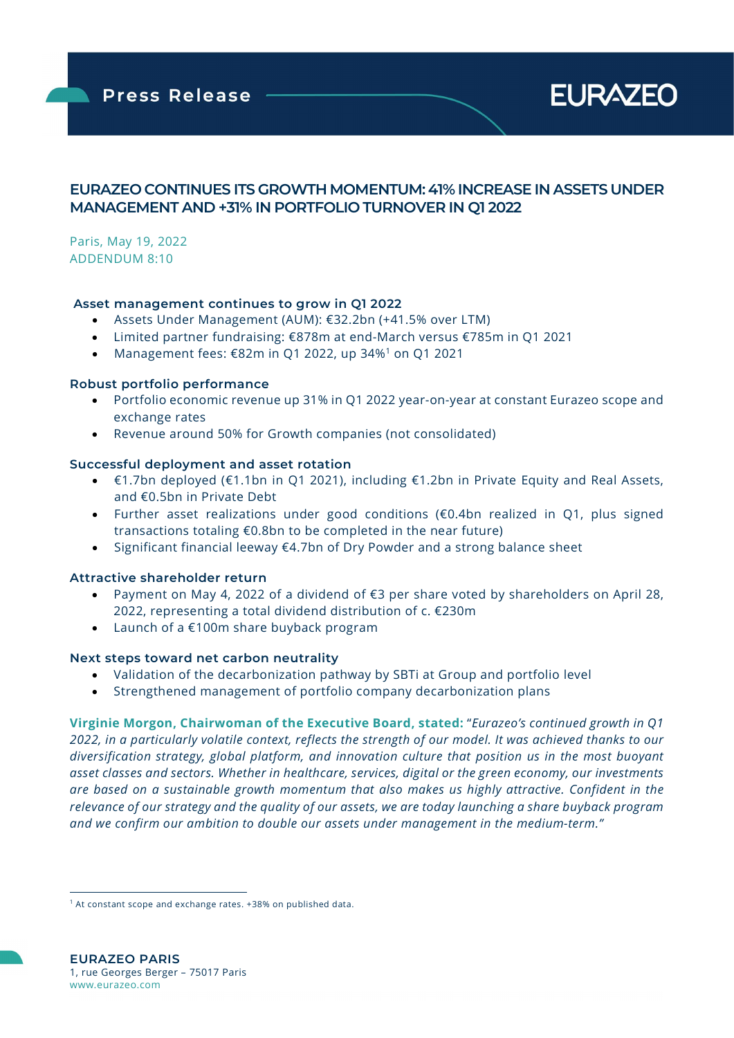Press Release

EURAZEO

# EURAZEO CONTINUES ITS GROWTH MOMENTUM: 41% INCREASE IN ASSETS UNDER MANAGEMENT AND +31% IN PORTFOLIO TURNOVER IN Q1 2022

Paris, May 19, 2022
ADDENDUM 8:10

### Asset management continues to grow in Q1 2022

- Assets Under Management (AUM): €32.2bn (+41.5% over LTM)
- Limited partner fundraising: €878m at end-March versus €785m in Q1 2021
- Management fees: €82m in Q1 2022, up 34%[1] on Q1 2021

### Robust portfolio performance

- Portfolio economic revenue up 31% in Q1 2022 year-on-year at constant Eurazeo scope and exchange rates
- Revenue around 50% for Growth companies (not consolidated)

### Successful deployment and asset rotation

- €1.7bn deployed (€1.1bn in Q1 2021), including €1.2bn in Private Equity and Real Assets, and €0.5bn in Private Debt
- Further asset realizations under good conditions (€0.4bn realized in Q1, plus signed transactions totaling €0.8bn to be completed in the near future)
- Significant financial leeway €4.7bn of Dry Powder and a strong balance sheet

### Attractive shareholder return

- Payment on May 4, 2022 of a dividend of €3 per share voted by shareholders on April 28, 2022, representing a total dividend distribution of c. €230m
- Launch of a €100m share buyback program

### Next steps toward net carbon neutrality

- Validation of the decarbonization pathway by SBTi at Group and portfolio level
- Strengthened management of portfolio company decarbonization plans

**Virginie Morgon, Chairwoman of the Executive Board, stated:** "*Eurazeo's continued growth in Q1 2022, in a particularly volatile context, reflects the strength of our model. It was achieved thanks to our diversification strategy, global platform, and innovation culture that position us in the most buoyant asset classes and sectors. Whether in healthcare, services, digital or the green economy, our investments are based on a sustainable growth momentum that also makes us highly attractive. Confident in the relevance of our strategy and the quality of our assets, we are today launching a share buyback program and we confirm our ambition to double our assets under management in the medium-term.*"

---

[1] At constant scope and exchange rates. +38% on published data.

**EURAZEO PARIS**
1, rue Georges Berger – 75017 Paris
www.eurazeo.com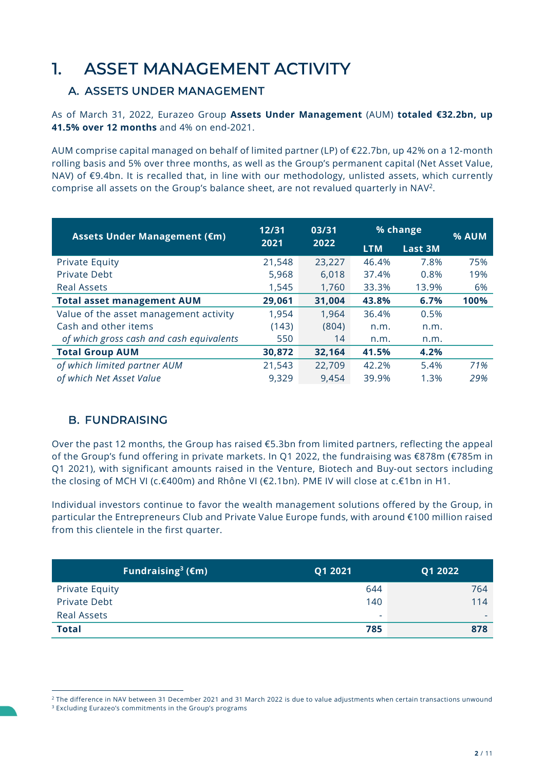# 1. ASSET MANAGEMENT ACTIVITY

## A. ASSETS UNDER MANAGEMENT

As of March 31, 2022, Eurazeo Group **Assets Under Management** (AUM) **totaled €32.2bn, up 41.5% over 12 months** and 4% on end-2021.

AUM comprise capital managed on behalf of limited partner (LP) of €22.7bn, up 42% on a 12-month rolling basis and 5% over three months, as well as the Group's permanent capital (Net Asset Value, NAV) of €9.4bn. It is recalled that, in line with our methodology, unlisted assets, which currently comprise all assets on the Group's balance sheet, are not revalued quarterly in NAV[2].

| Assets Under Management (€m) | 12/31 2021 | 03/31 2022 | % change | | % AUM |
|---|---|---|---|---|---|
| | | | LTM | Last 3M | |
| Private Equity | 21,548 | 23,227 | 46.4% | 7.8% | 75% |
| Private Debt | 5,968 | 6,018 | 37.4% | 0.8% | 19% |
| Real Assets | 1,545 | 1,760 | 33.3% | 13.9% | 6% |
| **Total asset management AUM** | **29,061** | **31,004** | **43.8%** | **6.7%** | **100%** |
| Value of the asset management activity | 1,954 | 1,964 | 36.4% | 0.5% | |
| Cash and other items | (143) | (804) | n.m. | n.m. | |
| *of which gross cash and cash equivalents* | 550 | 14 | n.m. | n.m. | |
| **Total Group AUM** | **30,872** | **32,164** | **41.5%** | **4.2%** | |
| *of which limited partner AUM* | 21,543 | 22,709 | 42.2% | 5.4% | *71%* |
| *of which Net Asset Value* | 9,329 | 9,454 | 39.9% | 1.3% | *29%* |

## B. FUNDRAISING

Over the past 12 months, the Group has raised €5.3bn from limited partners, reflecting the appeal of the Group's fund offering in private markets. In Q1 2022, the fundraising was €878m (€785m in Q1 2021), with significant amounts raised in the Venture, Biotech and Buy-out sectors including the closing of MCH VI (c.€400m) and Rhône VI (€2.1bn). PME IV will close at c.€1bn in H1.

Individual investors continue to favor the wealth management solutions offered by the Group, in particular the Entrepreneurs Club and Private Value Europe funds, with around €100 million raised from this clientele in the first quarter.

| Fundraising[3] (€m) | Q1 2021 | Q1 2022 |
|---|---|---|
| Private Equity | 644 | 764 |
| Private Debt | 140 | 114 |
| Real Assets | - | - |
| **Total** | **785** | **878** |

[2] The difference in NAV between 31 December 2021 and 31 March 2022 is due to value adjustments when certain transactions unwound

[3] Excluding Eurazeo's commitments in the Group's programs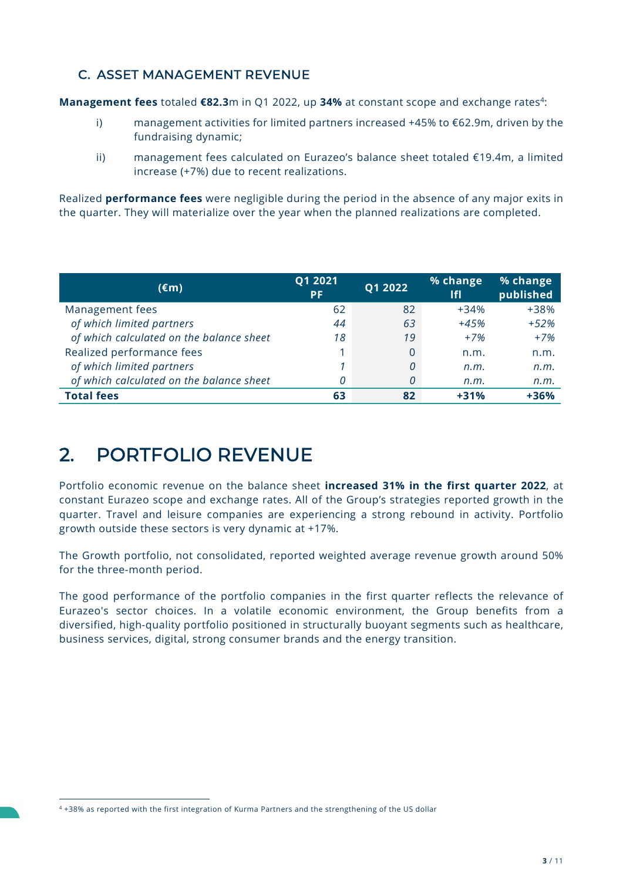### C. ASSET MANAGEMENT REVENUE

**Management fees** totaled **€82.3**m in Q1 2022, up **34%** at constant scope and exchange rates[4]:

i) management activities for limited partners increased +45% to €62.9m, driven by the fundraising dynamic;

ii) management fees calculated on Eurazeo's balance sheet totaled €19.4m, a limited increase (+7%) due to recent realizations.

Realized **performance fees** were negligible during the period in the absence of any major exits in the quarter. They will materialize over the year when the planned realizations are completed.

| (€m) | Q1 2021 PF | Q1 2022 | % change lfl | % change published |
|---|---|---|---|---|
| Management fees | 62 | 82 | +34% | +38% |
| *of which limited partners* | *44* | *63* | *+45%* | *+52%* |
| *of which calculated on the balance sheet* | *18* | *19* | *+7%* | *+7%* |
| Realized performance fees | 1 | 0 | n.m. | n.m. |
| *of which limited partners* | *1* | *0* | *n.m.* | *n.m.* |
| *of which calculated on the balance sheet* | *0* | *0* | *n.m.* | *n.m.* |
| **Total fees** | **63** | **82** | **+31%** | **+36%** |

## 2. PORTFOLIO REVENUE

Portfolio economic revenue on the balance sheet **increased 31% in the first quarter 2022**, at constant Eurazeo scope and exchange rates. All of the Group's strategies reported growth in the quarter. Travel and leisure companies are experiencing a strong rebound in activity. Portfolio growth outside these sectors is very dynamic at +17%.

The Growth portfolio, not consolidated, reported weighted average revenue growth around 50% for the three-month period.

The good performance of the portfolio companies in the first quarter reflects the relevance of Eurazeo's sector choices. In a volatile economic environment, the Group benefits from a diversified, high-quality portfolio positioned in structurally buoyant segments such as healthcare, business services, digital, strong consumer brands and the energy transition.

[4] +38% as reported with the first integration of Kurma Partners and the strengthening of the US dollar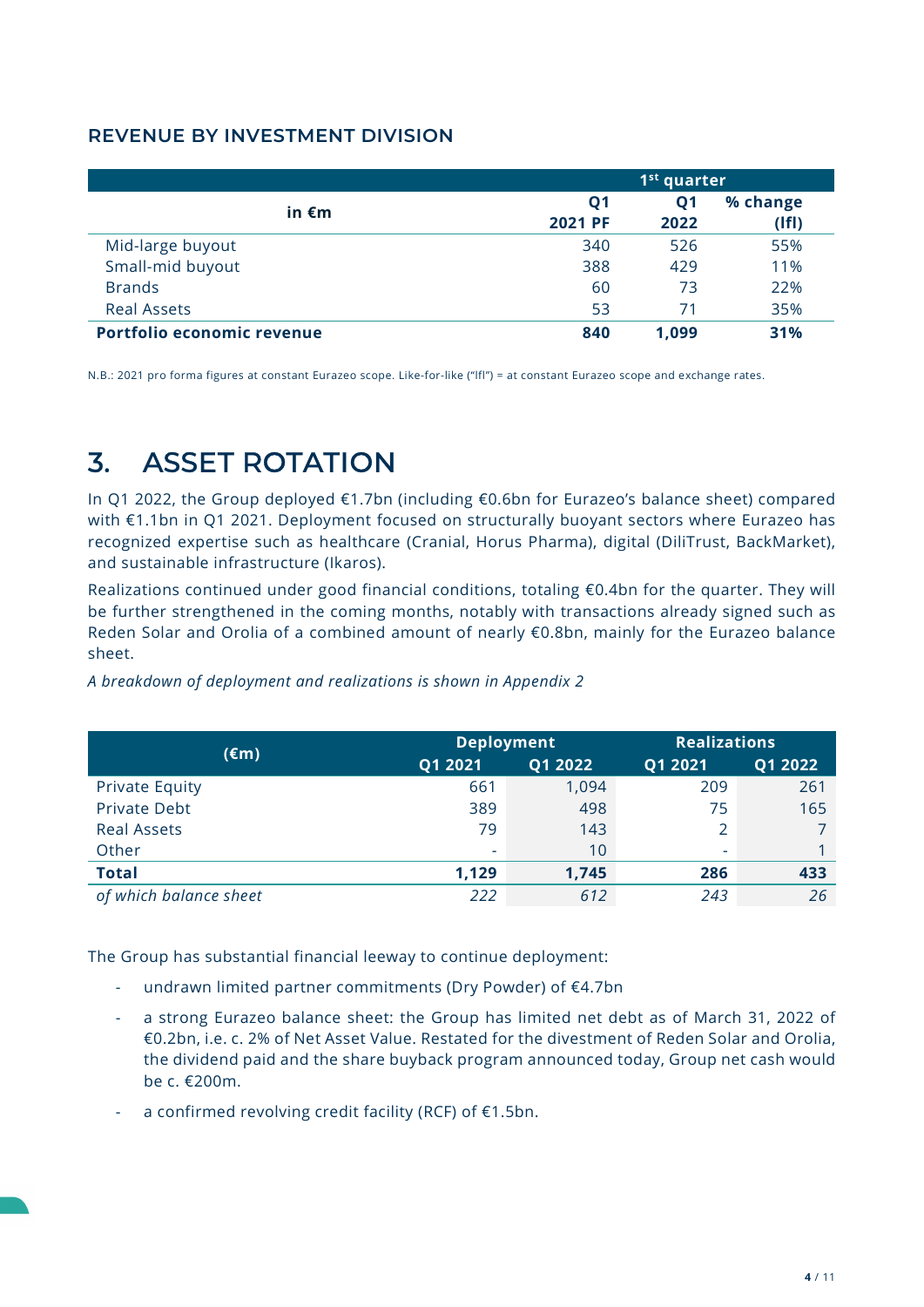### REVENUE BY INVESTMENT DIVISION

| in €m | 1st quarter | | |
|---|---|---|---|
| | Q1 2021 PF | Q1 2022 | % change (lfl) |
| Mid-large buyout | 340 | 526 | 55% |
| Small-mid buyout | 388 | 429 | 11% |
| Brands | 60 | 73 | 22% |
| Real Assets | 53 | 71 | 35% |
| **Portfolio economic revenue** | **840** | **1,099** | **31%** |

N.B.: 2021 pro forma figures at constant Eurazeo scope. Like-for-like ("lfl") = at constant Eurazeo scope and exchange rates.

# 3. ASSET ROTATION

In Q1 2022, the Group deployed €1.7bn (including €0.6bn for Eurazeo's balance sheet) compared with €1.1bn in Q1 2021. Deployment focused on structurally buoyant sectors where Eurazeo has recognized expertise such as healthcare (Cranial, Horus Pharma), digital (DiliTrust, BackMarket), and sustainable infrastructure (Ikaros).

Realizations continued under good financial conditions, totaling €0.4bn for the quarter. They will be further strengthened in the coming months, notably with transactions already signed such as Reden Solar and Orolia of a combined amount of nearly €0.8bn, mainly for the Eurazeo balance sheet.

*A breakdown of deployment and realizations is shown in Appendix 2*

| (€m) | Deployment | | Realizations | |
|---|---|---|---|---|
| | Q1 2021 | Q1 2022 | Q1 2021 | Q1 2022 |
| Private Equity | 661 | 1,094 | 209 | 261 |
| Private Debt | 389 | 498 | 75 | 165 |
| Real Assets | 79 | 143 | 2 | 7 |
| Other | - | 10 | - | 1 |
| **Total** | **1,129** | **1,745** | **286** | **433** |
| *of which balance sheet* | *222* | *612* | *243* | *26* |

The Group has substantial financial leeway to continue deployment:

- undrawn limited partner commitments (Dry Powder) of €4.7bn
- a strong Eurazeo balance sheet: the Group has limited net debt as of March 31, 2022 of €0.2bn, i.e. c. 2% of Net Asset Value. Restated for the divestment of Reden Solar and Orolia, the dividend paid and the share buyback program announced today, Group net cash would be c. €200m.
- a confirmed revolving credit facility (RCF) of €1.5bn.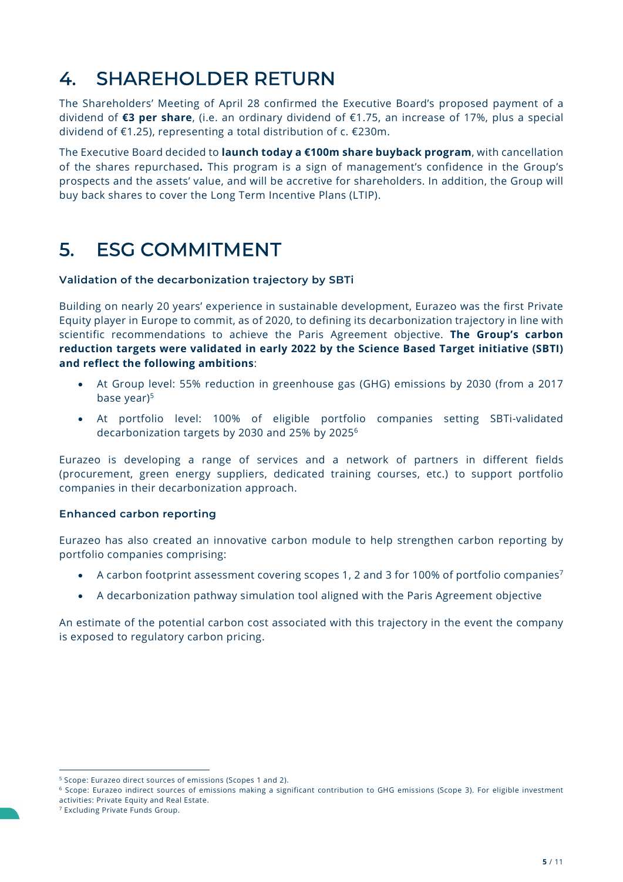## 4. SHAREHOLDER RETURN

The Shareholders' Meeting of April 28 confirmed the Executive Board's proposed payment of a dividend of **€3 per share**, (i.e. an ordinary dividend of €1.75, an increase of 17%, plus a special dividend of €1.25), representing a total distribution of c. €230m.

The Executive Board decided to **launch today a €100m share buyback program**, with cancellation of the shares repurchased**.** This program is a sign of management's confidence in the Group's prospects and the assets' value, and will be accretive for shareholders. In addition, the Group will buy back shares to cover the Long Term Incentive Plans (LTIP).

## 5. ESG COMMITMENT

### Validation of the decarbonization trajectory by SBTi

Building on nearly 20 years' experience in sustainable development, Eurazeo was the first Private Equity player in Europe to commit, as of 2020, to defining its decarbonization trajectory in line with scientific recommendations to achieve the Paris Agreement objective. **The Group's carbon reduction targets were validated in early 2022 by the Science Based Target initiative (SBTI) and reflect the following ambitions**:

- At Group level: 55% reduction in greenhouse gas (GHG) emissions by 2030 (from a 2017 base year)[5]
- At portfolio level: 100% of eligible portfolio companies setting SBTi-validated decarbonization targets by 2030 and 25% by 2025[6]

Eurazeo is developing a range of services and a network of partners in different fields (procurement, green energy suppliers, dedicated training courses, etc.) to support portfolio companies in their decarbonization approach.

### Enhanced carbon reporting

Eurazeo has also created an innovative carbon module to help strengthen carbon reporting by portfolio companies comprising:

- A carbon footprint assessment covering scopes 1, 2 and 3 for 100% of portfolio companies[7]
- A decarbonization pathway simulation tool aligned with the Paris Agreement objective

An estimate of the potential carbon cost associated with this trajectory in the event the company is exposed to regulatory carbon pricing.

---

[5] Scope: Eurazeo direct sources of emissions (Scopes 1 and 2).

[6] Scope: Eurazeo indirect sources of emissions making a significant contribution to GHG emissions (Scope 3). For eligible investment activities: Private Equity and Real Estate.

[7] Excluding Private Funds Group.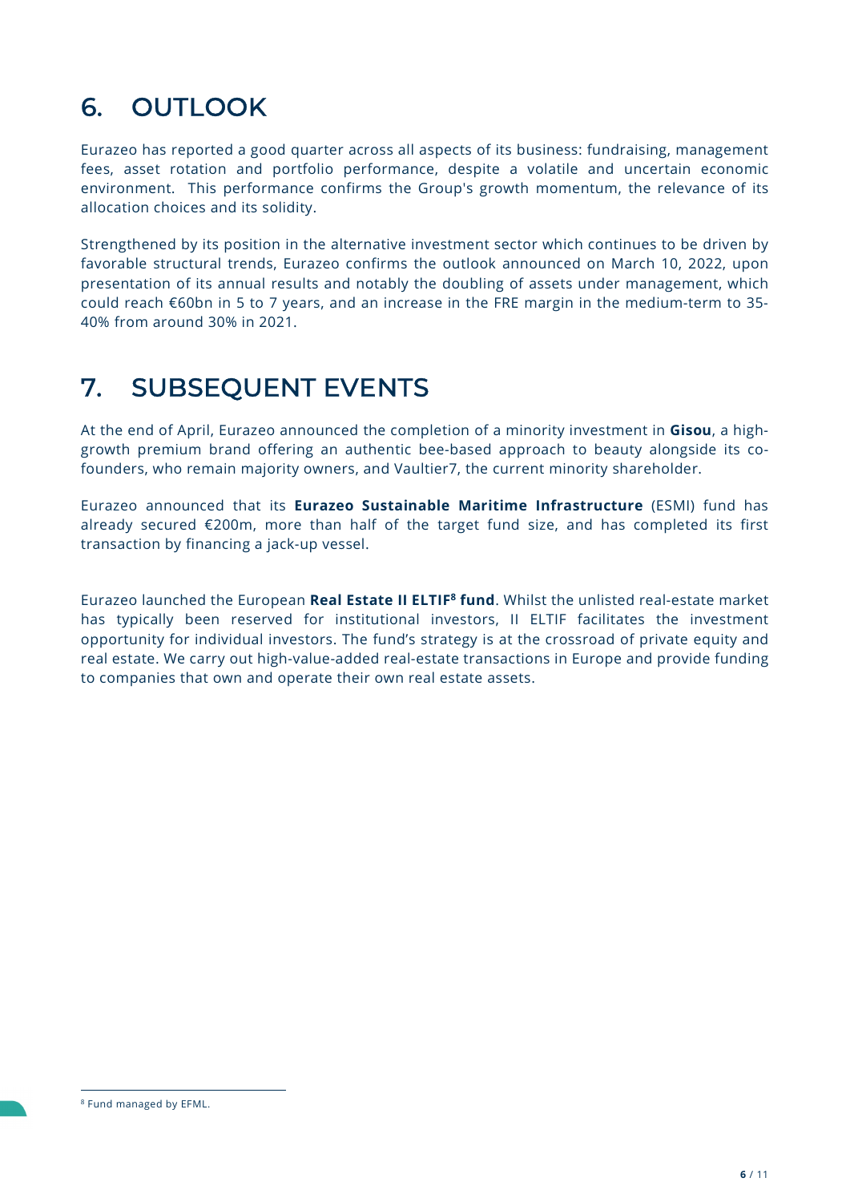## 6. OUTLOOK

Eurazeo has reported a good quarter across all aspects of its business: fundraising, management fees, asset rotation and portfolio performance, despite a volatile and uncertain economic environment. This performance confirms the Group's growth momentum, the relevance of its allocation choices and its solidity.

Strengthened by its position in the alternative investment sector which continues to be driven by favorable structural trends, Eurazeo confirms the outlook announced on March 10, 2022, upon presentation of its annual results and notably the doubling of assets under management, which could reach €60bn in 5 to 7 years, and an increase in the FRE margin in the medium-term to 35-40% from around 30% in 2021.

## 7. SUBSEQUENT EVENTS

At the end of April, Eurazeo announced the completion of a minority investment in **Gisou**, a high-growth premium brand offering an authentic bee-based approach to beauty alongside its co-founders, who remain majority owners, and Vaultier7, the current minority shareholder.

Eurazeo announced that its **Eurazeo Sustainable Maritime Infrastructure** (ESMI) fund has already secured €200m, more than half of the target fund size, and has completed its first transaction by financing a jack-up vessel.

Eurazeo launched the European **Real Estate II ELTIF[8] fund**. Whilst the unlisted real-estate market has typically been reserved for institutional investors, II ELTIF facilitates the investment opportunity for individual investors. The fund's strategy is at the crossroad of private equity and real estate. We carry out high-value-added real-estate transactions in Europe and provide funding to companies that own and operate their own real estate assets.

[8] Fund managed by EFML.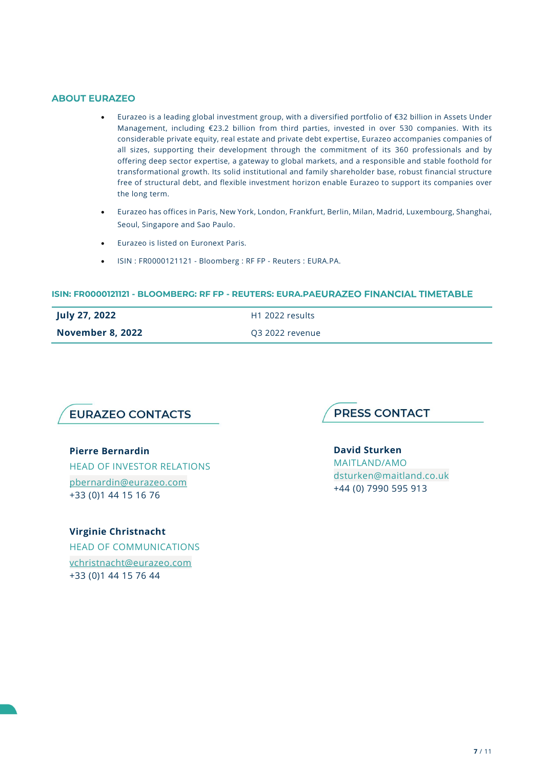## ABOUT EURAZEO

- Eurazeo is a leading global investment group, with a diversified portfolio of €32 billion in Assets Under Management, including €23.2 billion from third parties, invested in over 530 companies. With its considerable private equity, real estate and private debt expertise, Eurazeo accompanies companies of all sizes, supporting their development through the commitment of its 360 professionals and by offering deep sector expertise, a gateway to global markets, and a responsible and stable foothold for transformational growth. Its solid institutional and family shareholder base, robust financial structure free of structural debt, and flexible investment horizon enable Eurazeo to support its companies over the long term.
- Eurazeo has offices in Paris, New York, London, Frankfurt, Berlin, Milan, Madrid, Luxembourg, Shanghai, Seoul, Singapore and Sao Paulo.
- Eurazeo is listed on Euronext Paris.
- ISIN : FR0000121121 - Bloomberg : RF FP - Reuters : EURA.PA.

### ISIN: FR0000121121 - BLOOMBERG: RF FP - REUTERS: EURA.PAEURAZEO FINANCIAL TIMETABLE

| | |
|---|---|
| **July 27, 2022** | H1 2022 results |
| **November 8, 2022** | Q3 2022 revenue |

## EURAZEO CONTACTS

**Pierre Bernardin**
HEAD OF INVESTOR RELATIONS
pbernardin@eurazeo.com
+33 (0)1 44 15 16 76

**Virginie Christnacht**
HEAD OF COMMUNICATIONS
vchristnacht@eurazeo.com
+33 (0)1 44 15 76 44

## PRESS CONTACT

**David Sturken**
MAITLAND/AMO
dsturken@maitland.co.uk
+44 (0) 7990 595 913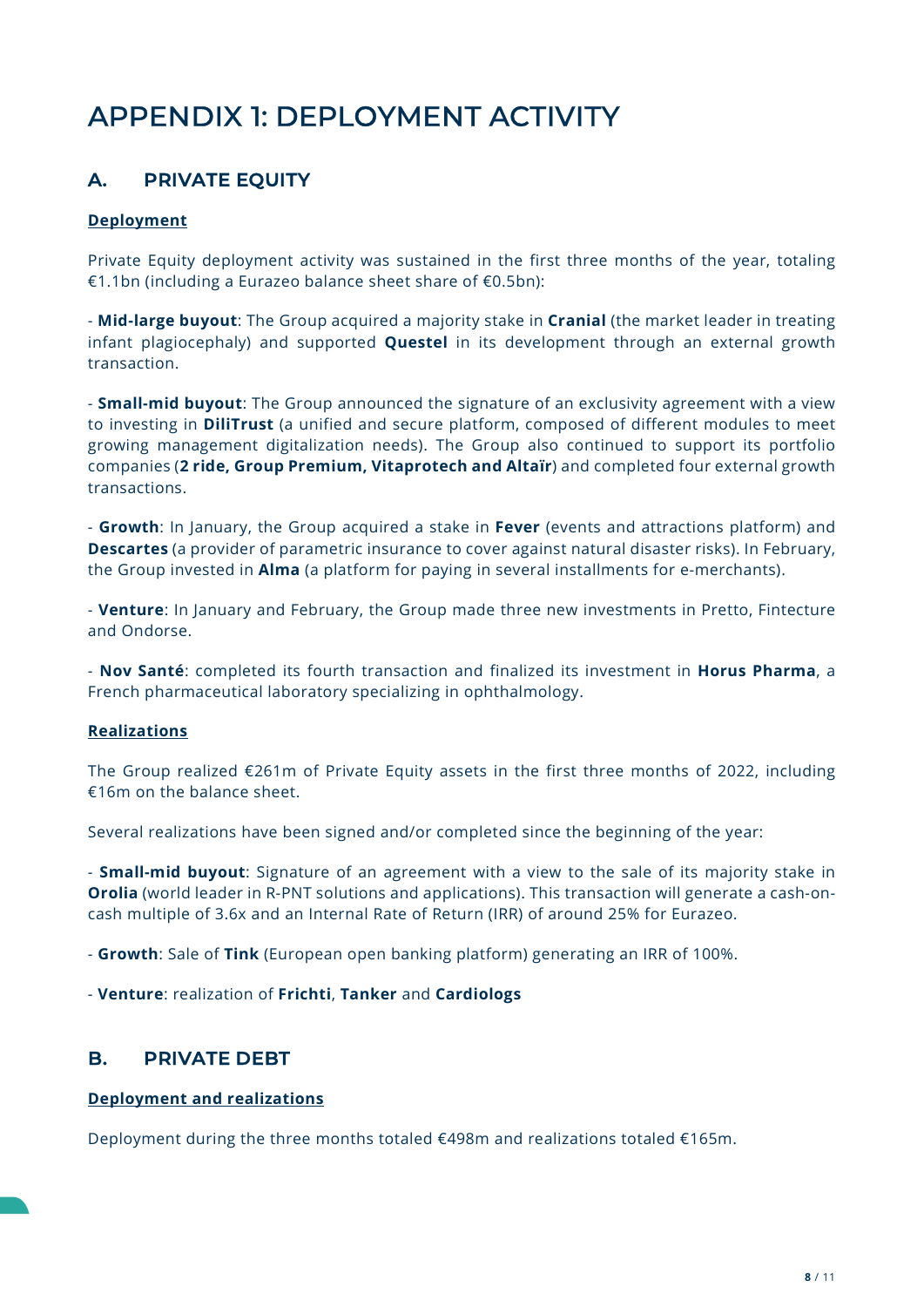# APPENDIX 1: DEPLOYMENT ACTIVITY

## A. PRIVATE EQUITY

**Deployment**

Private Equity deployment activity was sustained in the first three months of the year, totaling €1.1bn (including a Eurazeo balance sheet share of €0.5bn):

- **Mid-large buyout**: The Group acquired a majority stake in **Cranial** (the market leader in treating infant plagiocephaly) and supported **Questel** in its development through an external growth transaction.

- **Small-mid buyout**: The Group announced the signature of an exclusivity agreement with a view to investing in **DiliTrust** (a unified and secure platform, composed of different modules to meet growing management digitalization needs). The Group also continued to support its portfolio companies (**2 ride, Group Premium, Vitaprotech and Altaïr**) and completed four external growth transactions.

- **Growth**: In January, the Group acquired a stake in **Fever** (events and attractions platform) and **Descartes** (a provider of parametric insurance to cover against natural disaster risks). In February, the Group invested in **Alma** (a platform for paying in several installments for e-merchants).

- **Venture**: In January and February, the Group made three new investments in Pretto, Fintecture and Ondorse.

- **Nov Santé**: completed its fourth transaction and finalized its investment in **Horus Pharma**, a French pharmaceutical laboratory specializing in ophthalmology.

**Realizations**

The Group realized €261m of Private Equity assets in the first three months of 2022, including €16m on the balance sheet.

Several realizations have been signed and/or completed since the beginning of the year:

- **Small-mid buyout**: Signature of an agreement with a view to the sale of its majority stake in **Orolia** (world leader in R-PNT solutions and applications). This transaction will generate a cash-on-cash multiple of 3.6x and an Internal Rate of Return (IRR) of around 25% for Eurazeo.

- **Growth**: Sale of **Tink** (European open banking platform) generating an IRR of 100%.

- **Venture**: realization of **Frichti**, **Tanker** and **Cardiologs**

## B. PRIVATE DEBT

**Deployment and realizations**

Deployment during the three months totaled €498m and realizations totaled €165m.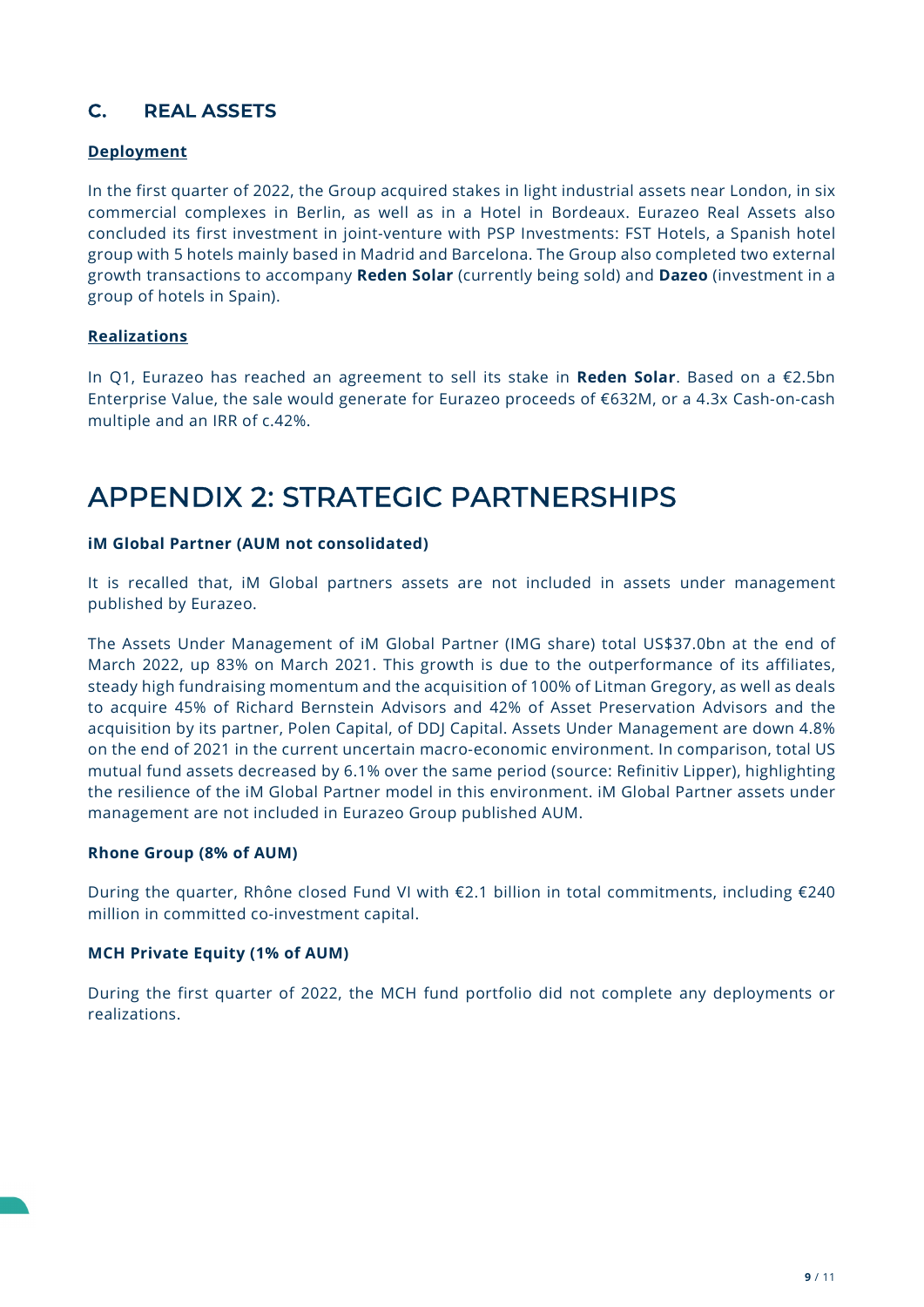## C. REAL ASSETS

**Deployment**

In the first quarter of 2022, the Group acquired stakes in light industrial assets near London, in six commercial complexes in Berlin, as well as in a Hotel in Bordeaux. Eurazeo Real Assets also concluded its first investment in joint-venture with PSP Investments: FST Hotels, a Spanish hotel group with 5 hotels mainly based in Madrid and Barcelona. The Group also completed two external growth transactions to accompany **Reden Solar** (currently being sold) and **Dazeo** (investment in a group of hotels in Spain).

**Realizations**

In Q1, Eurazeo has reached an agreement to sell its stake in **Reden Solar**. Based on a €2.5bn Enterprise Value, the sale would generate for Eurazeo proceeds of €632M, or a 4.3x Cash-on-cash multiple and an IRR of c.42%.

# APPENDIX 2: STRATEGIC PARTNERSHIPS

**iM Global Partner (AUM not consolidated)**

It is recalled that, iM Global partners assets are not included in assets under management published by Eurazeo.

The Assets Under Management of iM Global Partner (IMG share) total US$37.0bn at the end of March 2022, up 83% on March 2021. This growth is due to the outperformance of its affiliates, steady high fundraising momentum and the acquisition of 100% of Litman Gregory, as well as deals to acquire 45% of Richard Bernstein Advisors and 42% of Asset Preservation Advisors and the acquisition by its partner, Polen Capital, of DDJ Capital. Assets Under Management are down 4.8% on the end of 2021 in the current uncertain macro-economic environment. In comparison, total US mutual fund assets decreased by 6.1% over the same period (source: Refinitiv Lipper), highlighting the resilience of the iM Global Partner model in this environment. iM Global Partner assets under management are not included in Eurazeo Group published AUM.

**Rhone Group (8% of AUM)**

During the quarter, Rhône closed Fund VI with €2.1 billion in total commitments, including €240 million in committed co-investment capital.

**MCH Private Equity (1% of AUM)**

During the first quarter of 2022, the MCH fund portfolio did not complete any deployments or realizations.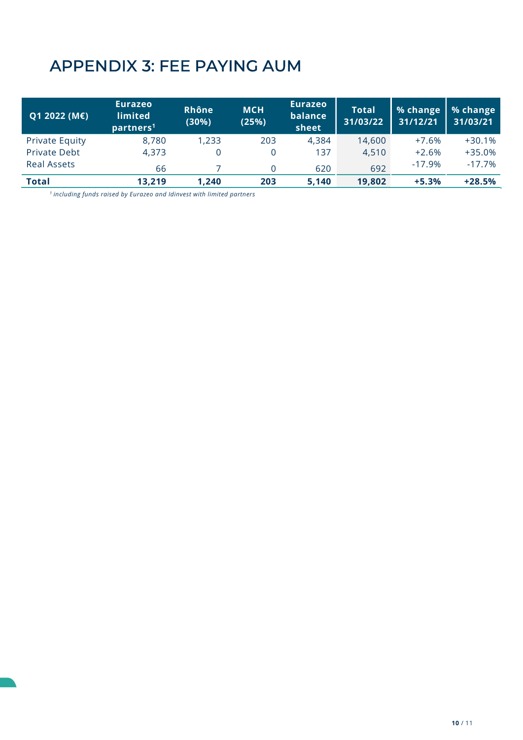# APPENDIX 3: FEE PAYING AUM

| Q1 2022 (M€) | Eurazeo limited partners[1] | Rhône (30%) | MCH (25%) | Eurazeo balance sheet | Total 31/03/22 | % change 31/12/21 | % change 31/03/21 |
|---|---|---|---|---|---|---|---|
| Private Equity | 8,780 | 1,233 | 203 | 4,384 | 14,600 | +7.6% | +30.1% |
| Private Debt | 4,373 | 0 | 0 | 137 | 4,510 | +2.6% | +35.0% |
| Real Assets | 66 | 7 | 0 | 620 | 692 | -17.9% | -17.7% |
| **Total** | **13,219** | **1,240** | **203** | **5,140** | **19,802** | **+5.3%** | **+28.5%** |

*[1] including funds raised by Eurazeo and Idinvest with limited partners*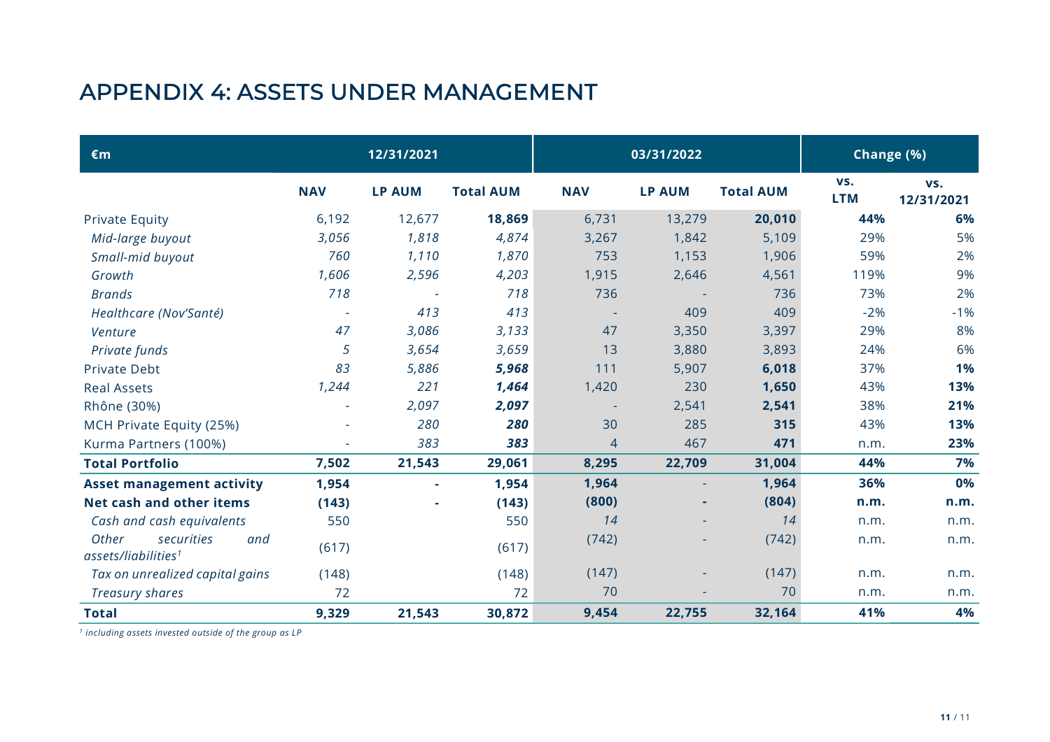# APPENDIX 4: ASSETS UNDER MANAGEMENT

| €m | 12/31/2021 | | | 03/31/2022 | | | Change (%) | |
|---|---|---|---|---|---|---|---|---|
| | NAV | LP AUM | Total AUM | NAV | LP AUM | Total AUM | vs. LTM | vs. 12/31/2021 |
| Private Equity | 6,192 | 12,677 | **18,869** | 6,731 | 13,279 | **20,010** | **44%** | **6%** |
| *Mid-large buyout* | *3,056* | *1,818* | *4,874* | 3,267 | 1,842 | 5,109 | 29% | 5% |
| *Small-mid buyout* | *760* | *1,110* | *1,870* | 753 | 1,153 | 1,906 | 59% | 2% |
| *Growth* | *1,606* | *2,596* | *4,203* | 1,915 | 2,646 | 4,561 | 119% | 9% |
| *Brands* | *718* | - | *718* | 736 | - | 736 | 73% | 2% |
| *Healthcare (Nov'Santé)* | - | *413* | *413* | - | 409 | 409 | -2% | -1% |
| *Venture* | *47* | *3,086* | *3,133* | 47 | 3,350 | 3,397 | 29% | 8% |
| *Private funds* | *5* | *3,654* | *3,659* | 13 | 3,880 | 3,893 | 24% | 6% |
| Private Debt | *83* | *5,886* | ***5,968*** | 111 | 5,907 | **6,018** | 37% | **1%** |
| Real Assets | *1,244* | *221* | ***1,464*** | 1,420 | 230 | **1,650** | 43% | **13%** |
| Rhône (30%) | - | *2,097* | ***2,097*** | - | 2,541 | **2,541** | 38% | **21%** |
| MCH Private Equity (25%) | - | *280* | ***280*** | 30 | 285 | **315** | 43% | **13%** |
| Kurma Partners (100%) | - | *383* | ***383*** | 4 | 467 | **471** | n.m. | **23%** |
| **Total Portfolio** | **7,502** | **21,543** | **29,061** | **8,295** | **22,709** | **31,004** | **44%** | **7%** |
| **Asset management activity** | **1,954** | **-** | **1,954** | **1,964** | - | **1,964** | **36%** | **0%** |
| **Net cash and other items** | **(143)** | **-** | **(143)** | **(800)** | **-** | **(804)** | **n.m.** | **n.m.** |
| *Cash and cash equivalents* | 550 | | 550 | *14* | - | *14* | n.m. | n.m. |
| *Other securities and assets/liabilities*[1] | (617) | | (617) | (742) | - | (742) | n.m. | n.m. |
| *Tax on unrealized capital gains* | (148) | | (148) | (147) | - | (147) | n.m. | n.m. |
| *Treasury shares* | 72 | | 72 | 70 | - | 70 | n.m. | n.m. |
| **Total** | **9,329** | **21,543** | **30,872** | **9,454** | **22,755** | **32,164** | **41%** | **4%** |

*[1] including assets invested outside of the group as LP*